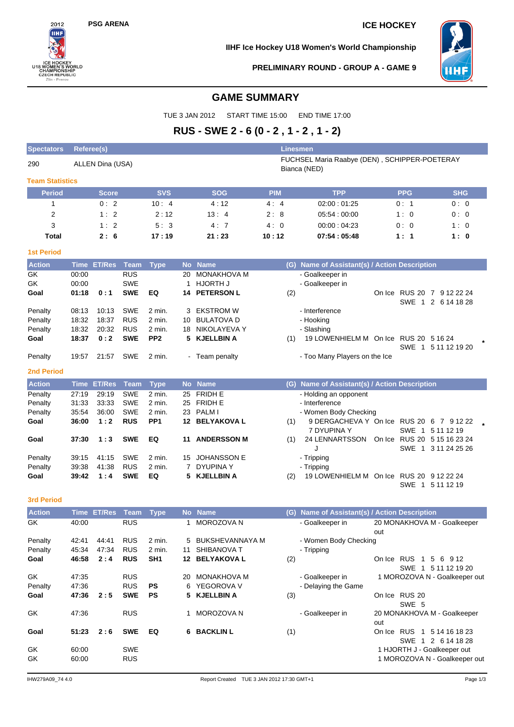PSG ARENA

ICE HOCKEY

IIHF Ice Hockey U18 Women's World Championship

PRELIMINARY ROUND - GROUP A - GAME 9

# GAME SUMMARY

TUE 3 JAN 2012 START TIME 15:00 END TIME 17:00

## RUS - SWE 2 - 6 (0 - 2 , 1 - 2 , 1 - 2)

| Spectators | Referee(s) | Linesmen |
|---|---|---|
| 290 | ALLEN Dina (USA) | FUCHSEL Maria Raabye (DEN) , SCHIPPER-POETERAY Bianca (NED) |

### Team Statistics

| Period | Score | SVS | SOG | PIM | TPP | PPG | SHG |
|---|---|---|---|---|---|---|---|
| 1 | 0 : 2 | 10 : 4 | 4 : 12 | 4 : 4 | 02:00 : 01:25 | 0 : 1 | 0 : 0 |
| 2 | 1 : 2 | 2 : 12 | 13 : 4 | 2 : 8 | 05:54 : 00:00 | 1 : 0 | 0 : 0 |
| 3 | 1 : 2 | 5 : 3 | 4 : 7 | 4 : 0 | 00:00 : 04:23 | 0 : 0 | 1 : 0 |
| **Total** | **2 : 6** | **17 : 19** | **21 : 23** | **10 : 12** | **07:54 : 05:48** | **1 : 1** | **1 : 0** |

### 1st Period

| Action | Time | ET/Res | Team | Type | No | Name | (G) | Name of Assistant(s) / Action Description | On Ice |
|---|---|---|---|---|---|---|---|---|---|
| GK | 00:00 | | RUS | | 20 | MONAKHOVA M | | - Goalkeeper in | |
| GK | 00:00 | | SWE | | 1 | HJORTH J | | - Goalkeeper in | |
| **Goal** | **01:18** | **0 : 1** | **SWE** | **EQ** | **14** | **PETERSON L** | (2) | | On Ice RUS 20 7 9 12 22 24 / SWE 1 2 6 14 18 28 |
| Penalty | 08:13 | 10:13 | SWE | 2 min. | 3 | EKSTROM W | | - Interference | |
| Penalty | 18:32 | 18:37 | RUS | 2 min. | 10 | BULATOVA D | | - Hooking | |
| Penalty | 18:32 | 20:32 | RUS | 2 min. | 18 | NIKOLAYEVA Y | | - Slashing | |
| **Goal** | **18:37** | **0 : 2** | **SWE** | **PP2** | **5** | **KJELLBIN A** | (1) | 19 LOWENHIELM M | On Ice RUS 20 5 16 24 / SWE 1 5 11 12 19 20 * |
| Penalty | 19:57 | 21:57 | SWE | 2 min. | - | Team penalty | | - Too Many Players on the Ice | |

### 2nd Period

| Action | Time | ET/Res | Team | Type | No | Name | (G) | Name of Assistant(s) / Action Description | On Ice |
|---|---|---|---|---|---|---|---|---|---|
| Penalty | 27:19 | 29:19 | SWE | 2 min. | 25 | FRIDH E | | - Holding an opponent | |
| Penalty | 31:33 | 33:33 | SWE | 2 min. | 25 | FRIDH E | | - Interference | |
| Penalty | 35:54 | 36:00 | SWE | 2 min. | 23 | PALM I | | - Women Body Checking | |
| **Goal** | **36:00** | **1 : 2** | **RUS** | **PP1** | **12** | **BELYAKOVA L** | (1) | 9 DERGACHEVA Y, 7 DYUPINA Y | On Ice RUS 20 6 7 9 12 22 / SWE 1 5 11 12 19 * |
| **Goal** | **37:30** | **1 : 3** | **SWE** | **EQ** | **11** | **ANDERSSON M** | (1) | 24 LENNARTSSON J | On Ice RUS 20 5 15 16 23 24 / SWE 1 3 11 24 25 26 |
| Penalty | 39:15 | 41:15 | SWE | 2 min. | 15 | JOHANSSON E | | - Tripping | |
| Penalty | 39:38 | 41:38 | RUS | 2 min. | 7 | DYUPINA Y | | - Tripping | |
| **Goal** | **39:42** | **1 : 4** | **SWE** | **EQ** | **5** | **KJELLBIN A** | (2) | 19 LOWENHIELM M | On Ice RUS 20 9 12 22 24 / SWE 1 5 11 12 19 |

### 3rd Period

| Action | Time | ET/Res | Team | Type | No | Name | (G) | Name of Assistant(s) / Action Description | On Ice |
|---|---|---|---|---|---|---|---|---|---|
| GK | 40:00 | | RUS | | 1 | MOROZOVA N | | - Goalkeeper in | 20 MONAKHOVA M - Goalkeeper out |
| Penalty | 42:41 | 44:41 | RUS | 2 min. | 5 | BUKSHEVANNAYA M | | - Women Body Checking | |
| Penalty | 45:34 | 47:34 | RUS | 2 min. | 11 | SHIBANOVA T | | - Tripping | |
| **Goal** | **46:58** | **2 : 4** | **RUS** | **SH1** | **12** | **BELYAKOVA L** | (2) | | On Ice RUS 1 5 6 9 12 / SWE 1 5 11 12 19 20 |
| GK | 47:35 | | RUS | | 20 | MONAKHOVA M | | - Goalkeeper in | 1 MOROZOVA N - Goalkeeper out |
| Penalty | 47:36 | | RUS | PS | 6 | YEGOROVA V | | - Delaying the Game | |
| **Goal** | **47:36** | **2 : 5** | **SWE** | **PS** | **5** | **KJELLBIN A** | (3) | | On Ice RUS 20 / SWE 5 |
| GK | 47:36 | | RUS | | 1 | MOROZOVA N | | - Goalkeeper in | 20 MONAKHOVA M - Goalkeeper out |
| **Goal** | **51:23** | **2 : 6** | **SWE** | **EQ** | **6** | **BACKLIN L** | (1) | | On Ice RUS 1 5 14 16 18 23 / SWE 1 2 6 14 18 28 |
| GK | 60:00 | | SWE | | | | | | 1 HJORTH J - Goalkeeper out |
| GK | 60:00 | | RUS | | | | | | 1 MOROZOVA N - Goalkeeper out |

IHW279A09_74 4.0 Report Created TUE 3 JAN 2012 17:30 GMT+1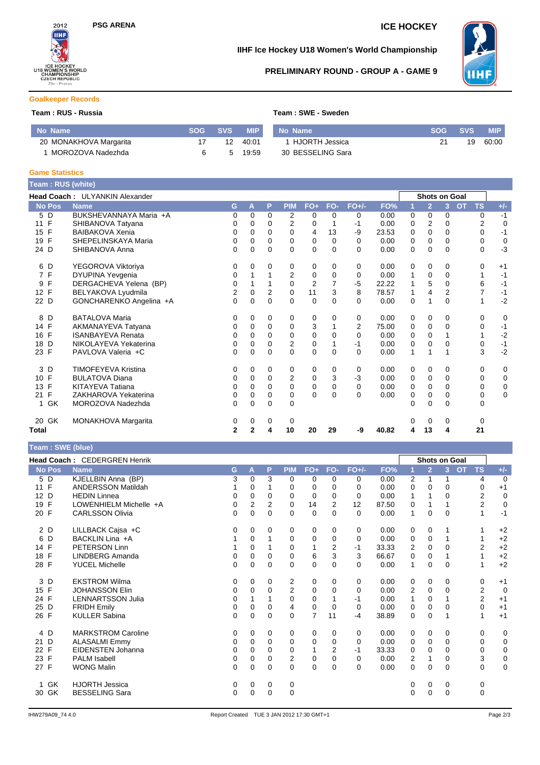# IIHF Ice Hockey U18 Women's World Championship

## PRELIMINARY ROUND - GROUP A - GAME 9

PSG ARENA — ICE HOCKEY

### Goalkeeper Records

**Team : RUS - Russia**

| No | Name | SOG | SVS | MIP |
|---|---|---|---|---|
| 20 | MONAKHOVA Margarita | 17 | 12 | 40:01 |
| 1 | MOROZOVA Nadezhda | 6 | 5 | 19:59 |

**Team : SWE - Sweden**

| No | Name | SOG | SVS | MIP |
|---|---|---|---|---|
| 1 | HJORTH Jessica | 21 | 19 | 60:00 |
| 30 | BESSELING Sara | | | |

### Game Statistics

**Team : RUS (white)**

**Head Coach :** ULYANKIN Alexander

| No | Pos | Name | G | A | P | PIM | FO+ | FO- | FO+/- | FO% | 1 | 2 | 3 | OT | TS | +/- |
|---|---|---|---|---|---|---|---|---|---|---|---|---|---|---|---|---|
| | | | | | | | | | | | Shots on Goal | | | | | |
| 5 | D | BUKSHEVANNAYA Maria +A | 0 | 0 | 0 | 2 | 0 | 0 | 0 | 0.00 | 0 | 0 | 0 | | 0 | -1 |
| 11 | F | SHIBANOVA Tatyana | 0 | 0 | 0 | 2 | 0 | 1 | -1 | 0.00 | 0 | 2 | 0 | | 2 | 0 |
| 15 | F | BAIBAKOVA Xenia | 0 | 0 | 0 | 0 | 4 | 13 | -9 | 23.53 | 0 | 0 | 0 | | 0 | -1 |
| 19 | F | SHEPELINSKAYA Maria | 0 | 0 | 0 | 0 | 0 | 0 | 0 | 0.00 | 0 | 0 | 0 | | 0 | 0 |
| 24 | D | SHIBANOVA Anna | 0 | 0 | 0 | 0 | 0 | 0 | 0 | 0.00 | 0 | 0 | 0 | | 0 | -3 |
| 6 | D | YEGOROVA Viktoriya | 0 | 0 | 0 | 0 | 0 | 0 | 0 | 0.00 | 0 | 0 | 0 | | 0 | +1 |
| 7 | F | DYUPINA Yevgenia | 0 | 1 | 1 | 2 | 0 | 0 | 0 | 0.00 | 1 | 0 | 0 | | 1 | -1 |
| 9 | F | DERGACHEVA Yelena (BP) | 0 | 1 | 1 | 0 | 2 | 7 | -5 | 22.22 | 1 | 5 | 0 | | 6 | -1 |
| 12 | F | BELYAKOVA Lyudmila | 2 | 0 | 2 | 0 | 11 | 3 | 8 | 78.57 | 1 | 4 | 2 | | 7 | -1 |
| 22 | D | GONCHARENKO Angelina +A | 0 | 0 | 0 | 0 | 0 | 0 | 0 | 0.00 | 0 | 1 | 0 | | 1 | -2 |
| 8 | D | BATALOVA Maria | 0 | 0 | 0 | 0 | 0 | 0 | 0 | 0.00 | 0 | 0 | 0 | | 0 | 0 |
| 14 | F | AKMANAYEVA Tatyana | 0 | 0 | 0 | 0 | 3 | 1 | 2 | 75.00 | 0 | 0 | 0 | | 0 | -1 |
| 16 | F | ISANBAYEVA Renata | 0 | 0 | 0 | 0 | 0 | 0 | 0 | 0.00 | 0 | 0 | 1 | | 1 | -2 |
| 18 | D | NIKOLAYEVA Yekaterina | 0 | 0 | 0 | 2 | 0 | 1 | -1 | 0.00 | 0 | 0 | 0 | | 0 | -1 |
| 23 | F | PAVLOVA Valeria +C | 0 | 0 | 0 | 0 | 0 | 0 | 0 | 0.00 | 1 | 1 | 1 | | 3 | -2 |
| 3 | D | TIMOFEYEVA Kristina | 0 | 0 | 0 | 0 | 0 | 0 | 0 | 0.00 | 0 | 0 | 0 | | 0 | 0 |
| 10 | F | BULATOVA Diana | 0 | 0 | 0 | 2 | 0 | 3 | -3 | 0.00 | 0 | 0 | 0 | | 0 | 0 |
| 13 | F | KITAYEVA Tatiana | 0 | 0 | 0 | 0 | 0 | 0 | 0 | 0.00 | 0 | 0 | 0 | | 0 | 0 |
| 21 | F | ZAKHAROVA Yekaterina | 0 | 0 | 0 | 0 | 0 | 0 | 0 | 0.00 | 0 | 0 | 0 | | 0 | 0 |
| 1 | GK | MOROZOVA Nadezhda | 0 | 0 | 0 | 0 | | | | | 0 | 0 | 0 | | 0 | |
| 20 | GK | MONAKHOVA Margarita | 0 | 0 | 0 | 0 | | | | | 0 | 0 | 0 | | 0 | |
| **Total** | | | **2** | **2** | **4** | **10** | **20** | **29** | **-9** | **40.82** | **4** | **13** | **4** | | **21** | |

**Team : SWE (blue)**

**Head Coach :** CEDERGREN Henrik

| No | Pos | Name | G | A | P | PIM | FO+ | FO- | FO+/- | FO% | 1 | 2 | 3 | OT | TS | +/- |
|---|---|---|---|---|---|---|---|---|---|---|---|---|---|---|---|---|
| | | | | | | | | | | | Shots on Goal | | | | | |
| 5 | D | KJELLBIN Anna (BP) | 3 | 0 | 3 | 0 | 0 | 0 | 0 | 0.00 | 2 | 1 | 1 | | 4 | 0 |
| 11 | F | ANDERSSON Matildah | 1 | 0 | 1 | 0 | 0 | 0 | 0 | 0.00 | 0 | 0 | 0 | | 0 | +1 |
| 12 | D | HEDIN Linnea | 0 | 0 | 0 | 0 | 0 | 0 | 0 | 0.00 | 1 | 1 | 0 | | 2 | 0 |
| 19 | F | LOWENHIELM Michelle +A | 0 | 2 | 2 | 0 | 14 | 2 | 12 | 87.50 | 0 | 1 | 1 | | 2 | 0 |
| 20 | F | CARLSSON Olivia | 0 | 0 | 0 | 0 | 0 | 0 | 0 | 0.00 | 1 | 0 | 0 | | 1 | -1 |
| 2 | D | LILLBACK Cajsa +C | 0 | 0 | 0 | 0 | 0 | 0 | 0 | 0.00 | 0 | 0 | 1 | | 1 | +2 |
| 6 | D | BACKLIN Lina +A | 1 | 0 | 1 | 0 | 0 | 0 | 0 | 0.00 | 0 | 0 | 1 | | 1 | +2 |
| 14 | F | PETERSON Linn | 1 | 0 | 1 | 0 | 1 | 2 | -1 | 33.33 | 2 | 0 | 0 | | 2 | +2 |
| 18 | F | LINDBERG Amanda | 0 | 0 | 0 | 0 | 6 | 3 | 3 | 66.67 | 0 | 0 | 1 | | 1 | +2 |
| 28 | F | YUCEL Michelle | 0 | 0 | 0 | 0 | 0 | 0 | 0 | 0.00 | 1 | 0 | 0 | | 1 | +2 |
| 3 | D | EKSTROM Wilma | 0 | 0 | 0 | 2 | 0 | 0 | 0 | 0.00 | 0 | 0 | 0 | | 0 | +1 |
| 15 | F | JOHANSSON Elin | 0 | 0 | 0 | 2 | 0 | 0 | 0 | 0.00 | 2 | 0 | 0 | | 2 | 0 |
| 24 | F | LENNARTSSON Julia | 0 | 1 | 1 | 0 | 0 | 1 | -1 | 0.00 | 1 | 0 | 1 | | 2 | +1 |
| 25 | D | FRIDH Emily | 0 | 0 | 0 | 4 | 0 | 0 | 0 | 0.00 | 0 | 0 | 0 | | 0 | +1 |
| 26 | F | KULLER Sabina | 0 | 0 | 0 | 0 | 7 | 11 | -4 | 38.89 | 0 | 0 | 1 | | 1 | +1 |
| 4 | D | MARKSTROM Caroline | 0 | 0 | 0 | 0 | 0 | 0 | 0 | 0.00 | 0 | 0 | 0 | | 0 | 0 |
| 21 | D | ALASALMI Emmy | 0 | 0 | 0 | 0 | 0 | 0 | 0 | 0.00 | 0 | 0 | 0 | | 0 | 0 |
| 22 | F | EIDENSTEN Johanna | 0 | 0 | 0 | 0 | 1 | 2 | -1 | 33.33 | 0 | 0 | 0 | | 0 | 0 |
| 23 | F | PALM Isabell | 0 | 0 | 0 | 2 | 0 | 0 | 0 | 0.00 | 2 | 1 | 0 | | 3 | 0 |
| 27 | F | WONG Malin | 0 | 0 | 0 | 0 | 0 | 0 | 0 | 0.00 | 0 | 0 | 0 | | 0 | 0 |
| 1 | GK | HJORTH Jessica | 0 | 0 | 0 | 0 | | | | | 0 | 0 | 0 | | 0 | |
| 30 | GK | BESSELING Sara | 0 | 0 | 0 | 0 | | | | | 0 | 0 | 0 | | 0 | |

IHW279A09_74 4.0 — Report Created TUE 3 JAN 2012 17:30 GMT+1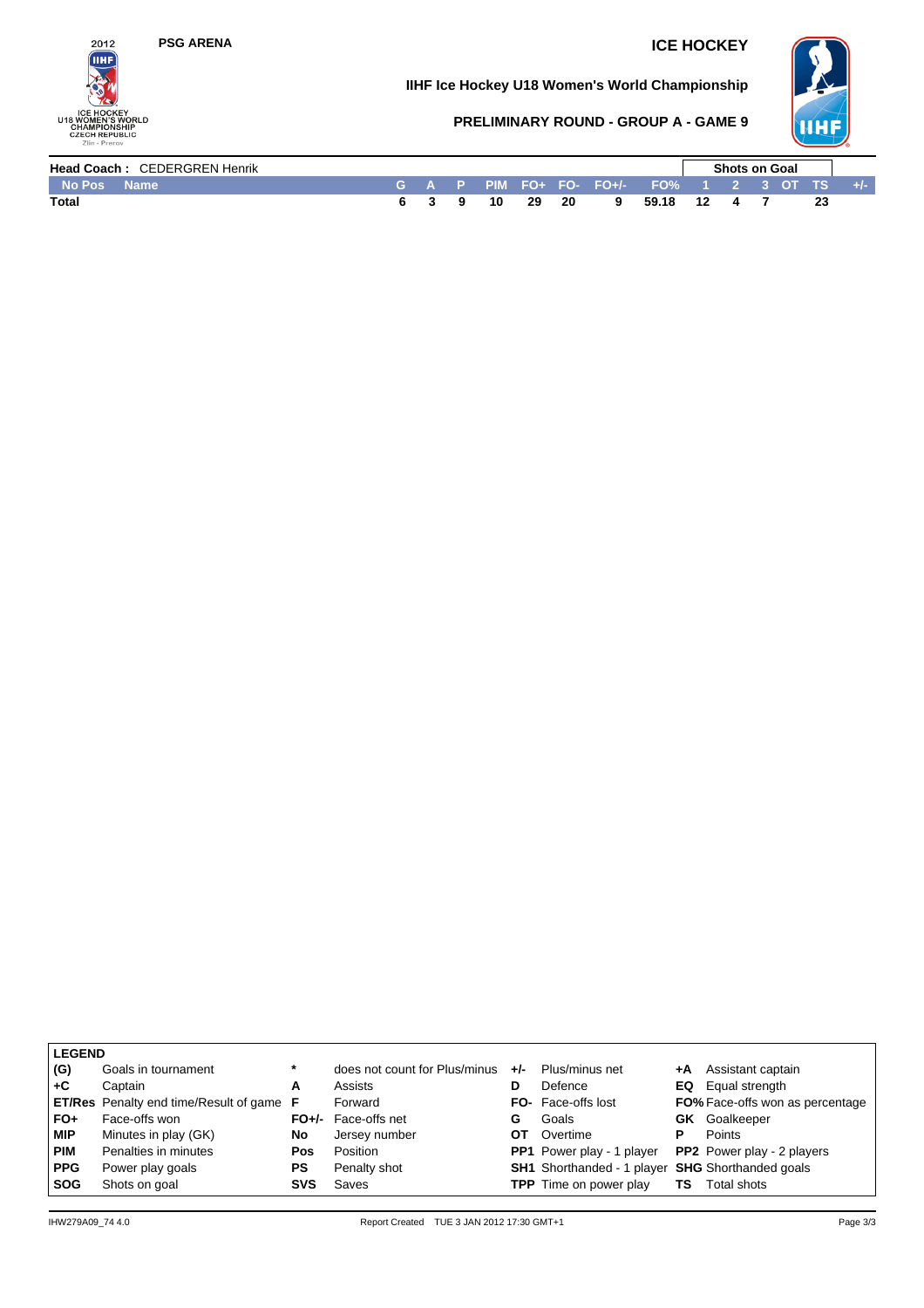**PSG ARENA**

**ICE HOCKEY**

**IIHF Ice Hockey U18 Women's World Championship**

**PRELIMINARY ROUND - GROUP A - GAME 9**

**Head Coach :** CEDERGREN Henrik

| No | Pos | Name | G | A | P | PIM | FO+ | FO- | FO+/- | FO% | Shots on Goal 1 | 2 | 3 | OT | TS | +/- |
|---|---|---|---|---|---|---|---|---|---|---|---|---|---|---|---|---|
| Total | | | 6 | 3 | 9 | 10 | 29 | 20 | 9 | 59.18 | 12 | 4 | 7 | | 23 | |

| LEGEND | | | | | | | |
|---|---|---|---|---|---|---|---|
| (G) | Goals in tournament | * | does not count for Plus/minus | +/- | Plus/minus net | +A | Assistant captain |
| +C | Captain | A | Assists | D | Defence | EQ | Equal strength |
| ET/Res | Penalty end time/Result of game | F | Forward | FO- | Face-offs lost | FO% | Face-offs won as percentage |
| FO+ | Face-offs won | FO+/- | Face-offs net | G | Goals | GK | Goalkeeper |
| MIP | Minutes in play (GK) | No | Jersey number | OT | Overtime | P | Points |
| PIM | Penalties in minutes | Pos | Position | PP1 | Power play - 1 player | PP2 | Power play - 2 players |
| PPG | Power play goals | PS | Penalty shot | SH1 | Shorthanded - 1 player | SHG | Shorthanded goals |
| SOG | Shots on goal | SVS | Saves | TPP | Time on power play | TS | Total shots |

IHW279A09_74 4.0 Report Created TUE 3 JAN 2012 17:30 GMT+1